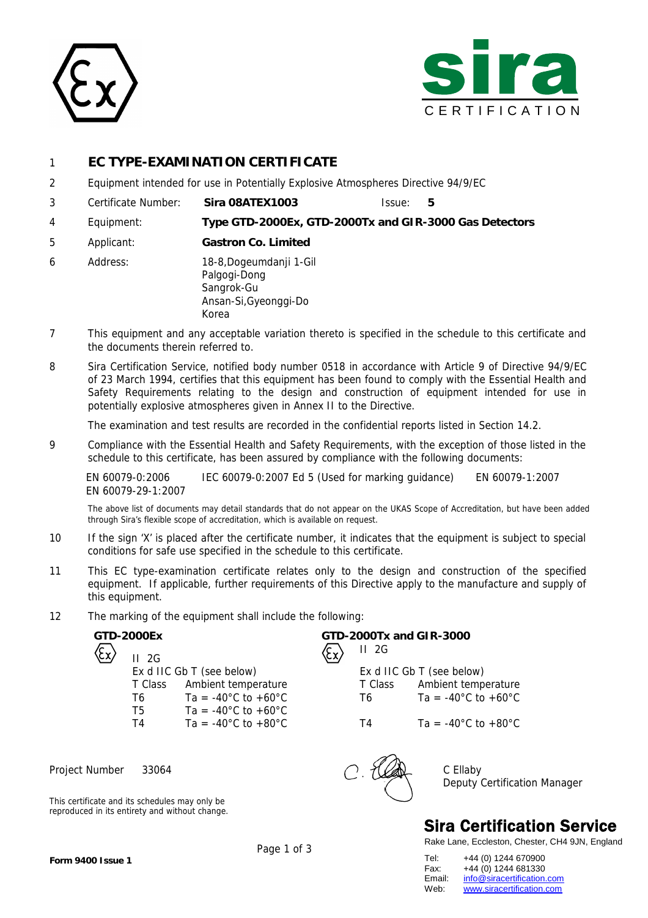1 **EC TYPE-EXAMINATION CERTIFICATE**

2 Equipment intended for use in Potentially Explosive Atmospheres Directive 94/9/EC

3 Certificate Number: **Sira 08ATEX1003** Issue: **5**

4 Equipment: **Type GTD-2000Ex, GTD-2000Tx and GIR-3000 Gas Detectors**

5 Applicant: **Gastron Co. Limited**

6 Address: 18-8,Dogeumdanji 1-Gil
Palgogi-Dong
Sangrok-Gu
Ansan-Si,Gyeonggi-Do
Korea

7 This equipment and any acceptable variation thereto is specified in the schedule to this certificate and the documents therein referred to.

8 Sira Certification Service, notified body number 0518 in accordance with Article 9 of Directive 94/9/EC of 23 March 1994, certifies that this equipment has been found to comply with the Essential Health and Safety Requirements relating to the design and construction of equipment intended for use in potentially explosive atmospheres given in Annex II to the Directive.

The examination and test results are recorded in the confidential reports listed in Section 14.2.

9 Compliance with the Essential Health and Safety Requirements, with the exception of those listed in the schedule to this certificate, has been assured by compliance with the following documents:

EN 60079-0:2006 IEC 60079-0:2007 Ed 5 (Used for marking guidance) EN 60079-1:2007
EN 60079-29-1:2007

The above list of documents may detail standards that do not appear on the UKAS Scope of Accreditation, but have been added through Sira's flexible scope of accreditation, which is available on request.

10 If the sign 'X' is placed after the certificate number, it indicates that the equipment is subject to special conditions for safe use specified in the schedule to this certificate.

11 This EC type-examination certificate relates only to the design and construction of the specified equipment. If applicable, further requirements of this Directive apply to the manufacture and supply of this equipment.

12 The marking of the equipment shall include the following:

**GTD-2000Ex**

Ex II 2G
Ex d IIC Gb T (see below)

| T Class | Ambient temperature |
|---|---|
| T6 | Ta = -40°C to +60°C |
| T5 | Ta = -40°C to +60°C |
| T4 | Ta = -40°C to +80°C |

**GTD-2000Tx and GIR-3000**

Ex II 2G
Ex d IIC Gb T (see below)

| T Class | Ambient temperature |
|---|---|
| T6 | Ta = -40°C to +60°C |
| T4 | Ta = -40°C to +80°C |

Project Number 33064

C Ellaby
Deputy Certification Manager

This certificate and its schedules may only be reproduced in its entirety and without change.

**Sira Certification Service**
Rake Lane, Eccleston, Chester, CH4 9JN, England

Tel: +44 (0) 1244 670900
Fax: +44 (0) 1244 681330
Email: info@siracertification.com
Web: www.siracertification.com

**Form 9400 Issue 1**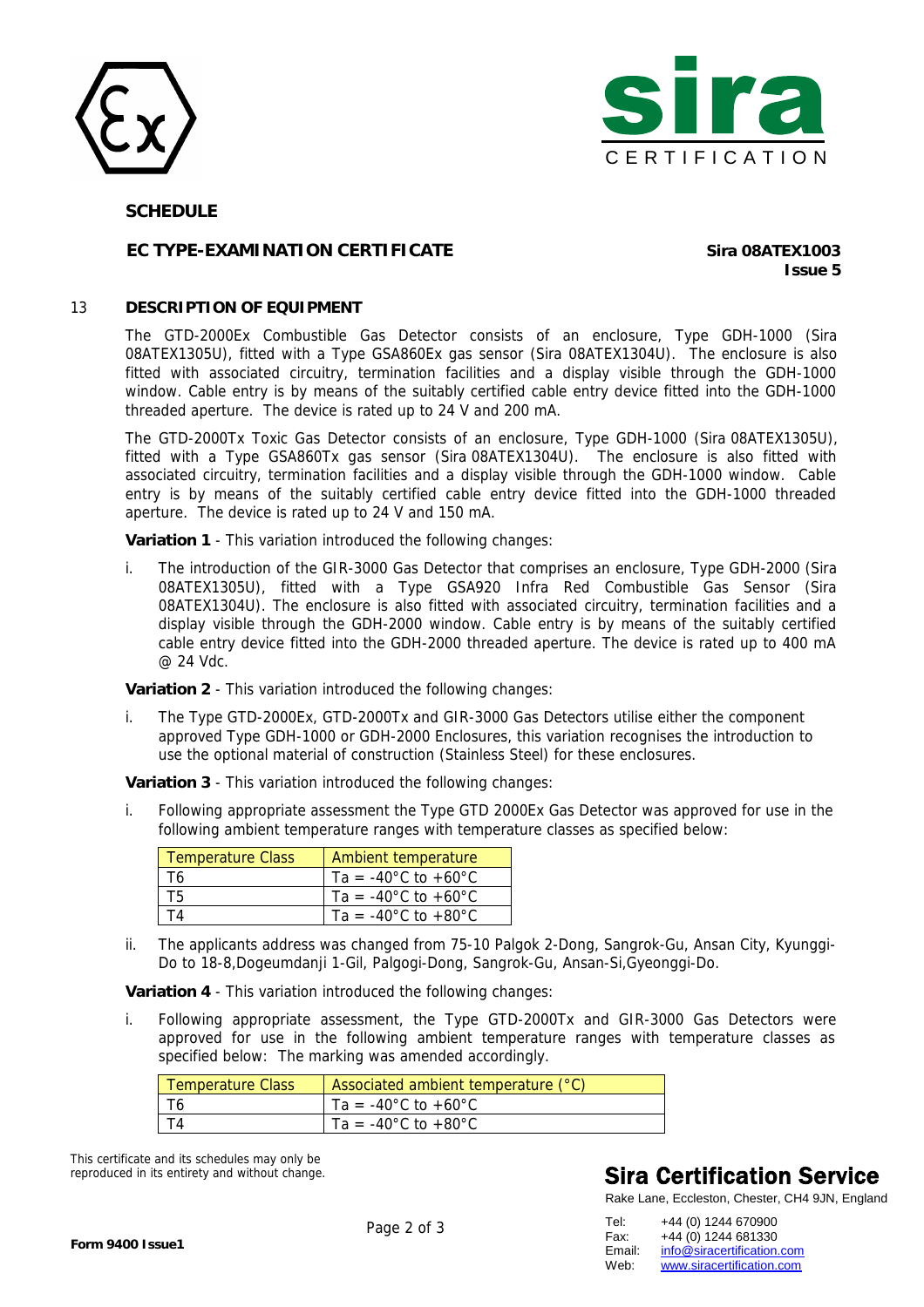**SCHEDULE**

**EC TYPE-EXAMINATION CERTIFICATE** **Sira 08ATEX1003**
**Issue 5**

## 13 DESCRIPTION OF EQUIPMENT

The GTD-2000Ex Combustible Gas Detector consists of an enclosure, Type GDH-1000 (Sira 08ATEX1305U), fitted with a Type GSA860Ex gas sensor (Sira 08ATEX1304U). The enclosure is also fitted with associated circuitry, termination facilities and a display visible through the GDH-1000 window. Cable entry is by means of the suitably certified cable entry device fitted into the GDH-1000 threaded aperture. The device is rated up to 24 V and 200 mA.

The GTD-2000Tx Toxic Gas Detector consists of an enclosure, Type GDH-1000 (Sira 08ATEX1305U), fitted with a Type GSA860Tx gas sensor (Sira 08ATEX1304U). The enclosure is also fitted with associated circuitry, termination facilities and a display visible through the GDH-1000 window. Cable entry is by means of the suitably certified cable entry device fitted into the GDH-1000 threaded aperture. The device is rated up to 24 V and 150 mA.

**Variation 1** - This variation introduced the following changes:

i. The introduction of the GIR-3000 Gas Detector that comprises an enclosure, Type GDH-2000 (Sira 08ATEX1305U), fitted with a Type GSA920 Infra Red Combustible Gas Sensor (Sira 08ATEX1304U). The enclosure is also fitted with associated circuitry, termination facilities and a display visible through the GDH-2000 window. Cable entry is by means of the suitably certified cable entry device fitted into the GDH-2000 threaded aperture. The device is rated up to 400 mA @ 24 Vdc.

**Variation 2** - This variation introduced the following changes:

i. The Type GTD-2000Ex, GTD-2000Tx and GIR-3000 Gas Detectors utilise either the component approved Type GDH-1000 or GDH-2000 Enclosures, this variation recognises the introduction to use the optional material of construction (Stainless Steel) for these enclosures.

**Variation 3** - This variation introduced the following changes:

i. Following appropriate assessment the Type GTD 2000Ex Gas Detector was approved for use in the following ambient temperature ranges with temperature classes as specified below:

| Temperature Class | Ambient temperature |
|---|---|
| T6 | Ta = -40°C to +60°C |
| T5 | Ta = -40°C to +60°C |
| T4 | Ta = -40°C to +80°C |

ii. The applicants address was changed from 75-10 Palgok 2-Dong, Sangrok-Gu, Ansan City, Kyunggi-Do to 18-8,Dogeumdanji 1-Gil, Palgogi-Dong, Sangrok-Gu, Ansan-Si,Gyeonggi-Do.

**Variation 4** - This variation introduced the following changes:

i. Following appropriate assessment, the Type GTD-2000Tx and GIR-3000 Gas Detectors were approved for use in the following ambient temperature ranges with temperature classes as specified below: The marking was amended accordingly.

| Temperature Class | Associated ambient temperature (°C) |
|---|---|
| T6 | Ta = -40°C to +60°C |
| T4 | Ta = -40°C to +80°C |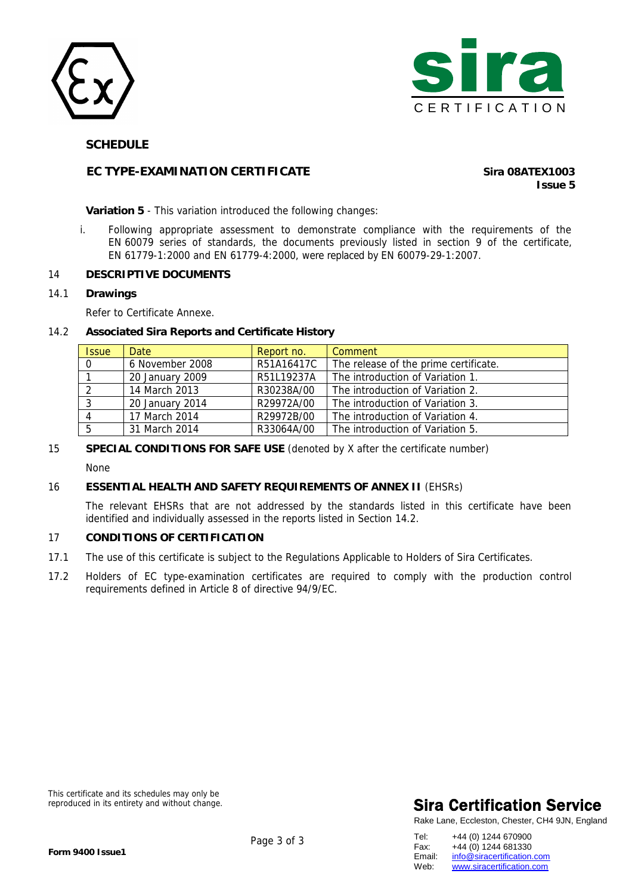**SCHEDULE**

**EC TYPE-EXAMINATION CERTIFICATE**

**Sira 08ATEX1003**
**Issue 5**

**Variation 5** - This variation introduced the following changes:

i. Following appropriate assessment to demonstrate compliance with the requirements of the EN 60079 series of standards, the documents previously listed in section 9 of the certificate, EN 61779-1:2000 and EN 61779-4:2000, were replaced by EN 60079-29-1:2007.

## 14 DESCRIPTIVE DOCUMENTS

### 14.1 Drawings

Refer to Certificate Annexe.

### 14.2 Associated Sira Reports and Certificate History

| Issue | Date | Report no. | Comment |
|---|---|---|---|
| 0 | 6 November 2008 | R51A16417C | The release of the prime certificate. |
| 1 | 20 January 2009 | R51L19237A | The introduction of Variation 1. |
| 2 | 14 March 2013 | R30238A/00 | The introduction of Variation 2. |
| 3 | 20 January 2014 | R29972A/00 | The introduction of Variation 3. |
| 4 | 17 March 2014 | R29972B/00 | The introduction of Variation 4. |
| 5 | 31 March 2014 | R33064A/00 | The introduction of Variation 5. |

## 15 SPECIAL CONDITIONS FOR SAFE USE (denoted by X after the certificate number)

None

## 16 ESSENTIAL HEALTH AND SAFETY REQUIREMENTS OF ANNEX II (EHSRs)

The relevant EHSRs that are not addressed by the standards listed in this certificate have been identified and individually assessed in the reports listed in Section 14.2.

## 17 CONDITIONS OF CERTIFICATION

17.1 The use of this certificate is subject to the Regulations Applicable to Holders of Sira Certificates.

17.2 Holders of EC type-examination certificates are required to comply with the production control requirements defined in Article 8 of directive 94/9/EC.

This certificate and its schedules may only be reproduced in its entirety and without change.

**Sira Certification Service**

Rake Lane, Eccleston, Chester, CH4 9JN, England

Tel: +44 (0) 1244 670900
Fax: +44 (0) 1244 681330
Email: info@siracertification.com
Web: www.siracertification.com

**Form 9400 Issue1**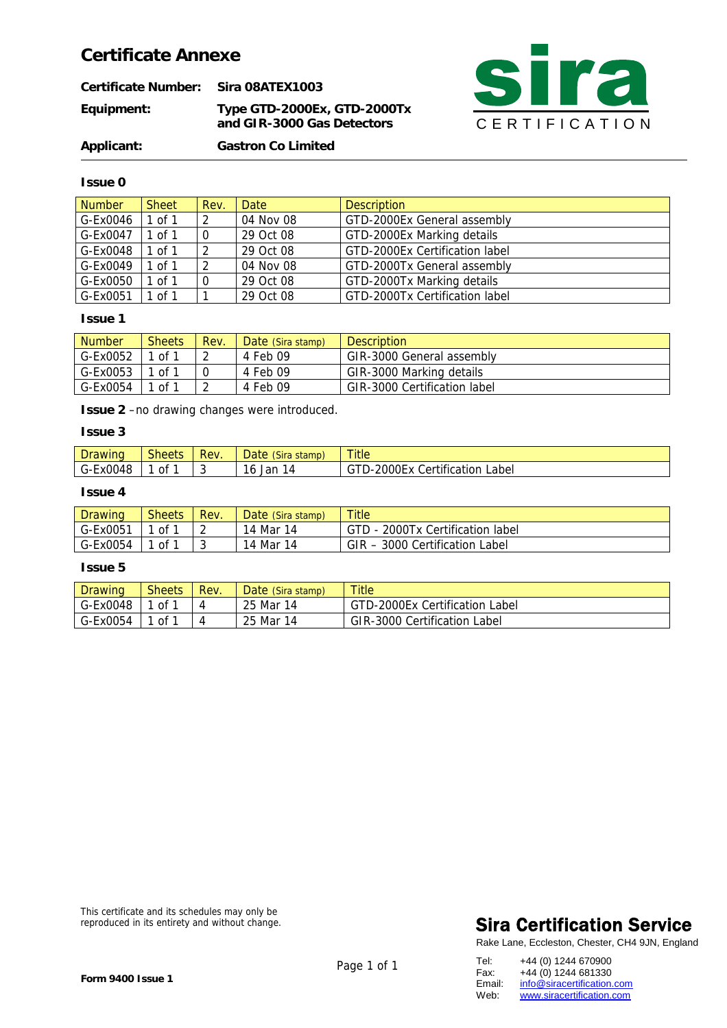# Certificate Annexe

**Certificate Number:** **Sira 08ATEX1003**

**Equipment:** **Type GTD-2000Ex, GTD-2000Tx and GIR-3000 Gas Detectors**

**Applicant:** **Gastron Co Limited**

sira CERTIFICATION

**Issue 0**

| Number | Sheet | Rev. | Date | Description |
|---|---|---|---|---|
| G-Ex0046 | 1 of 1 | 2 | 04 Nov 08 | GTD-2000Ex General assembly |
| G-Ex0047 | 1 of 1 | 0 | 29 Oct 08 | GTD-2000Ex Marking details |
| G-Ex0048 | 1 of 1 | 2 | 29 Oct 08 | GTD-2000Ex Certification label |
| G-Ex0049 | 1 of 1 | 2 | 04 Nov 08 | GTD-2000Tx General assembly |
| G-Ex0050 | 1 of 1 | 0 | 29 Oct 08 | GTD-2000Tx Marking details |
| G-Ex0051 | 1 of 1 | 1 | 29 Oct 08 | GTD-2000Tx Certification label |

**Issue 1**

| Number | Sheets | Rev. | Date (Sira stamp) | Description |
|---|---|---|---|---|
| G-Ex0052 | 1 of 1 | 2 | 4 Feb 09 | GIR-3000 General assembly |
| G-Ex0053 | 1 of 1 | 0 | 4 Feb 09 | GIR-3000 Marking details |
| G-Ex0054 | 1 of 1 | 2 | 4 Feb 09 | GIR-3000 Certification label |

**Issue 2** –no drawing changes were introduced.

**Issue 3**

| Drawing | Sheets | Rev. | Date (Sira stamp) | Title |
|---|---|---|---|---|
| G-Ex0048 | 1 of 1 | 3 | 16 Jan 14 | GTD-2000Ex Certification Label |

**Issue 4**

| Drawing | Sheets | Rev. | Date (Sira stamp) | Title |
|---|---|---|---|---|
| G-Ex0051 | 1 of 1 | 2 | 14 Mar 14 | GTD - 2000Tx Certification label |
| G-Ex0054 | 1 of 1 | 3 | 14 Mar 14 | GIR – 3000 Certification Label |

**Issue 5**

| Drawing | Sheets | Rev. | Date (Sira stamp) | Title |
|---|---|---|---|---|
| G-Ex0048 | 1 of 1 | 4 | 25 Mar 14 | GTD-2000Ex Certification Label |
| G-Ex0054 | 1 of 1 | 4 | 25 Mar 14 | GIR-3000 Certification Label |

This certificate and its schedules may only be reproduced in its entirety and without change.

**Sira Certification Service**

Rake Lane, Eccleston, Chester, CH4 9JN, England

Tel: +44 (0) 1244 670900
Fax: +44 (0) 1244 681330
Email: info@siracertification.com
Web: www.siracertification.com

**Form 9400 Issue 1**